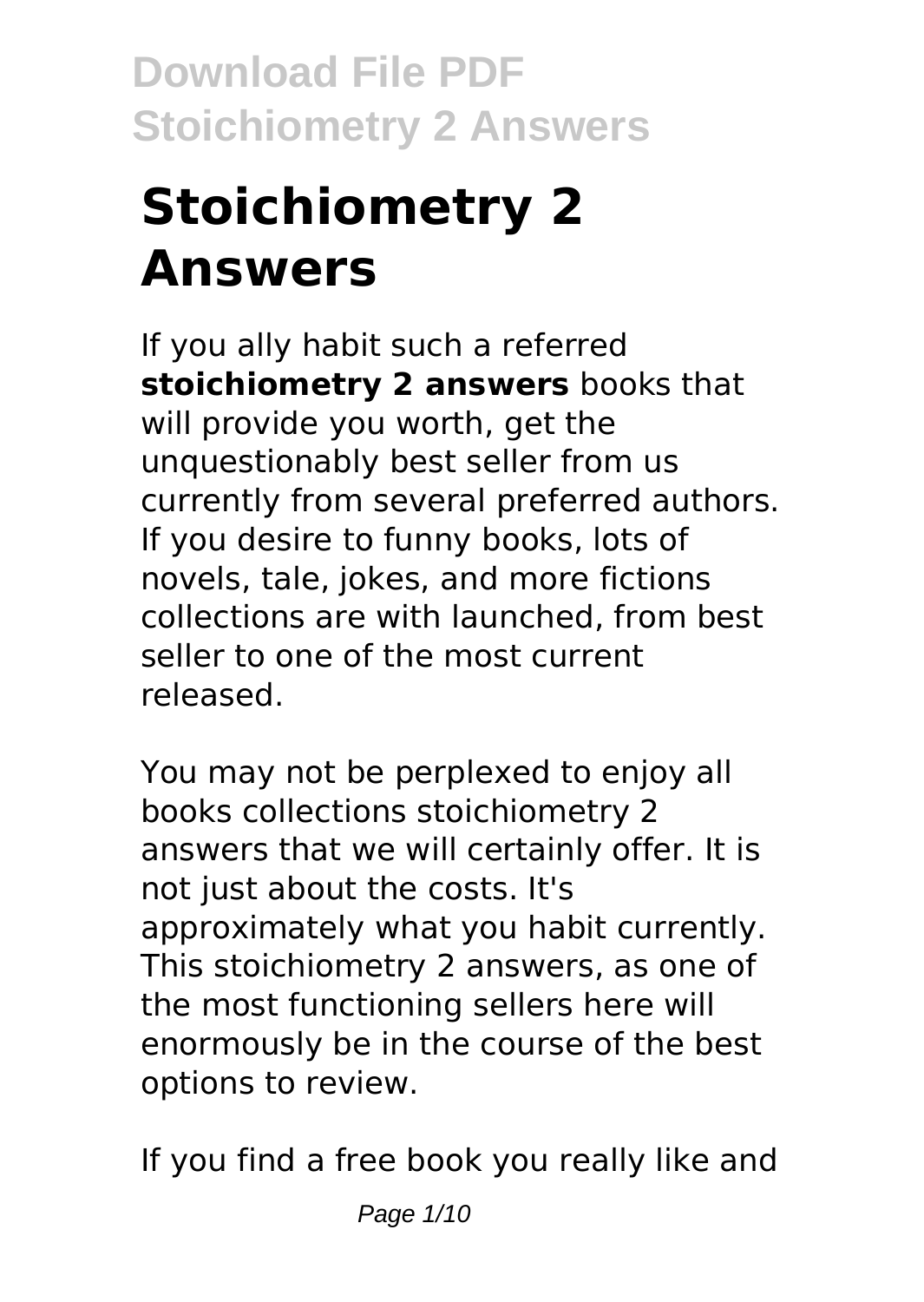# Stoichiometry 2 Answers

If you ally habit such a referred **stoichiometry 2 answers** books that will provide you worth, get the unquestionably best seller from us currently from several preferred authors. If you desire to funny books, lots of novels, tale, jokes, and more fictions collections are with launched, from best seller to one of the most current released.

You may not be perplexed to enjoy all books collections stoichiometry 2 answers that we will certainly offer. It is not just about the costs. It's approximately what you habit currently. This stoichiometry 2 answers, as one of the most functioning sellers here will enormously be in the course of the best options to review.

If you find a free book you really like and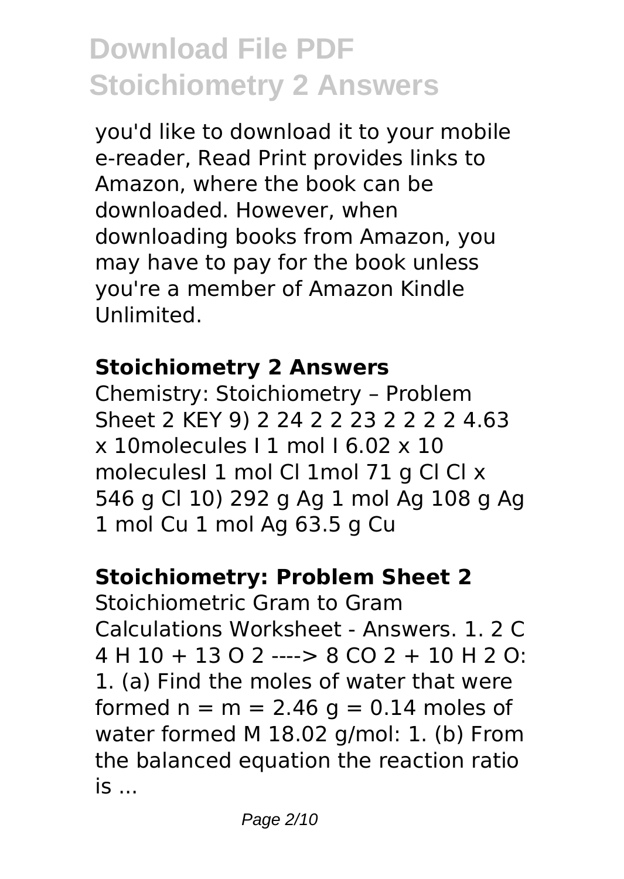you'd like to download it to your mobile e-reader, Read Print provides links to Amazon, where the book can be downloaded. However, when downloading books from Amazon, you may have to pay for the book unless you're a member of Amazon Kindle Unlimited.

### Stoichiometry 2 Answers

Chemistry: Stoichiometry – Problem Sheet 2 KEY 9) 2 24 2 2 23 2 2 2 2 4.63 x 10molecules I 1 mol I 6.02 x 10 moleculesI 1 mol Cl 1mol 71 g Cl Cl x 546 g Cl 10) 292 g Ag 1 mol Ag 108 g Ag 1 mol Cu 1 mol Ag 63.5 g Cu

### Stoichiometry: Problem Sheet 2

Stoichiometric Gram to Gram Calculations Worksheet - Answers. 1. 2 C 4 H 10 + 13 O 2 ----> 8 CO 2 + 10 H 2 O: 1. (a) Find the moles of water that were formed n = m = 2.46 g = 0.14 moles of water formed M 18.02 g/mol: 1. (b) From the balanced equation the reaction ratio is ...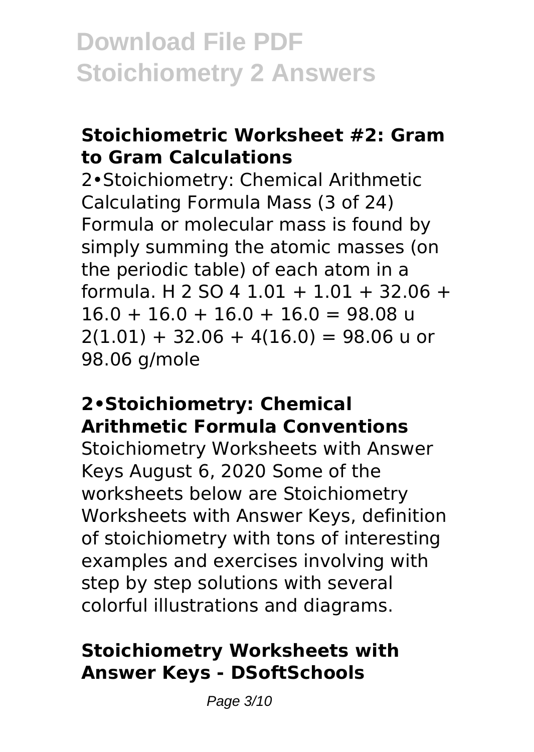### Stoichiometric Worksheet #2: Gram to Gram Calculations

2•Stoichiometry: Chemical Arithmetic Calculating Formula Mass (3 of 24) Formula or molecular mass is found by simply summing the atomic masses (on the periodic table) of each atom in a formula. $H_2SO_4$ $1.01 + 1.01 + 32.06 + 16.0 + 16.0 + 16.0 + 16.0 = 98.08$ u $2(1.01) + 32.06 + 4(16.0) = 98.06$ u or 98.06 g/mole

### 2•Stoichiometry: Chemical Arithmetic Formula Conventions

Stoichiometry Worksheets with Answer Keys August 6, 2020 Some of the worksheets below are Stoichiometry Worksheets with Answer Keys, definition of stoichiometry with tons of interesting examples and exercises involving with step by step solutions with several colorful illustrations and diagrams.

### Stoichiometry Worksheets with Answer Keys - DSoftSchools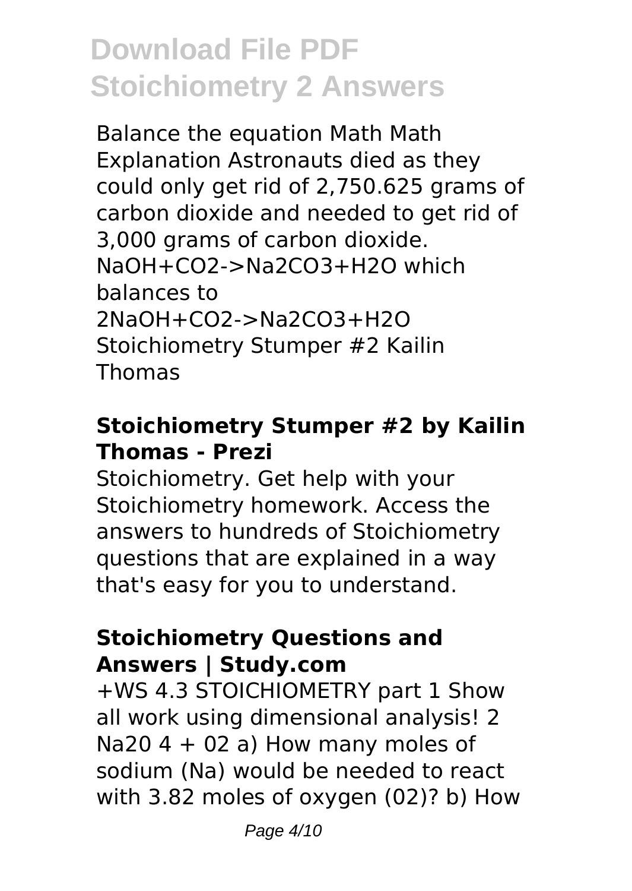Balance the equation Math Math Explanation Astronauts died as they could only get rid of 2,750.625 grams of carbon dioxide and needed to get rid of 3,000 grams of carbon dioxide. $NaOH+CO_2->Na_2CO_3+H_2O$ which balances to $2NaOH+CO_2->Na_2CO_3+H_2O$ Stoichiometry Stumper #2 Kailin Thomas

### Stoichiometry Stumper #2 by Kailin Thomas - Prezi

Stoichiometry. Get help with your Stoichiometry homework. Access the answers to hundreds of Stoichiometry questions that are explained in a way that's easy for you to understand.

### Stoichiometry Questions and Answers | Study.com

+WS 4.3 STOICHIOMETRY part 1 Show all work using dimensional analysis! 2 Na20 4 + 02 a) How many moles of sodium (Na) would be needed to react with 3.82 moles of oxygen (02)? b) How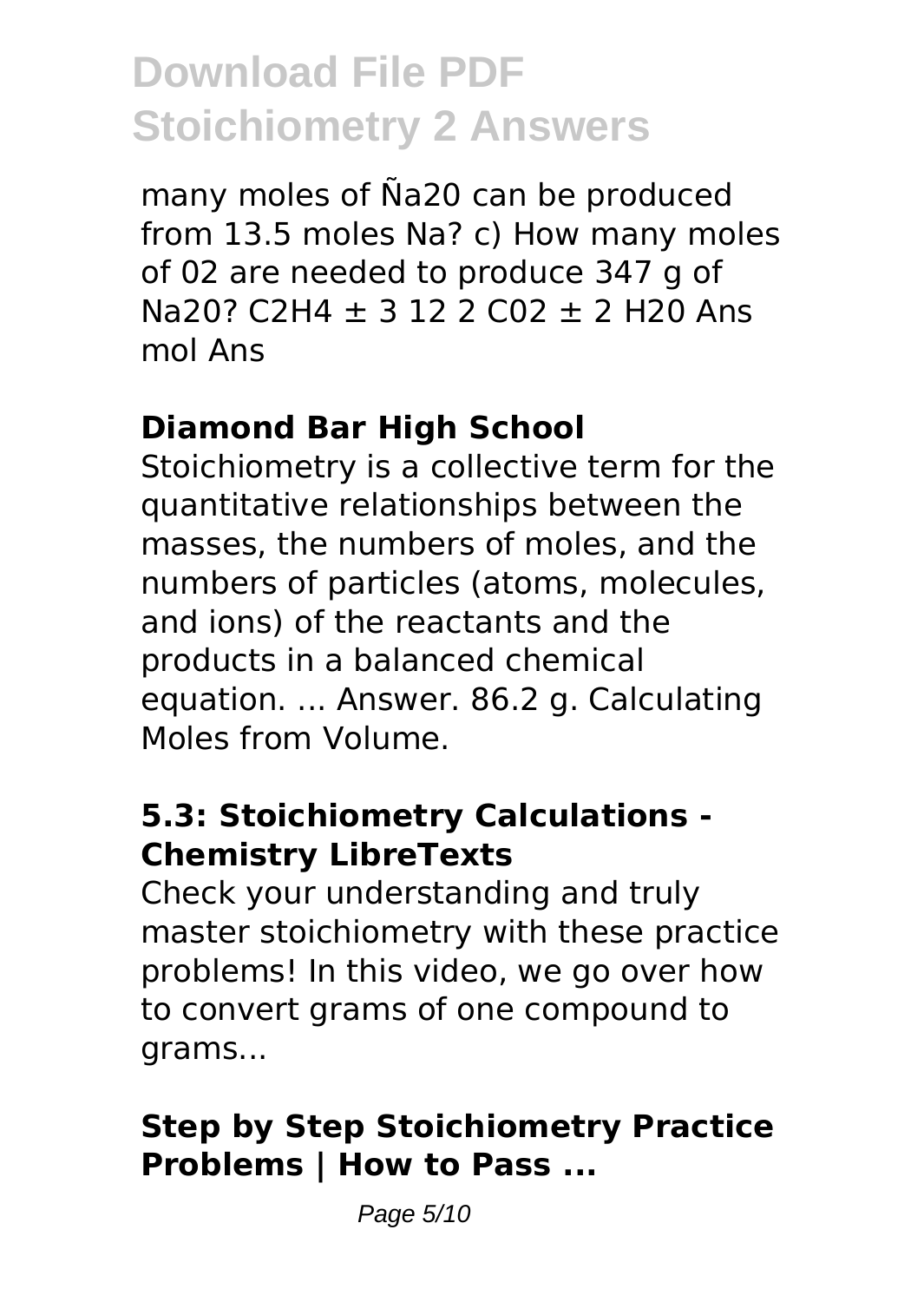many moles of Ña20 can be produced from 13.5 moles Na? c) How many moles of 02 are needed to produce 347 g of Na20? C2H4 ± 3 12 2 C02 ± 2 H20 Ans mol Ans

### Diamond Bar High School

Stoichiometry is a collective term for the quantitative relationships between the masses, the numbers of moles, and the numbers of particles (atoms, molecules, and ions) of the reactants and the products in a balanced chemical equation. ... Answer. 86.2 g. Calculating Moles from Volume.

### 5.3: Stoichiometry Calculations - Chemistry LibreTexts

Check your understanding and truly master stoichiometry with these practice problems! In this video, we go over how to convert grams of one compound to grams...

### Step by Step Stoichiometry Practice Problems | How to Pass ...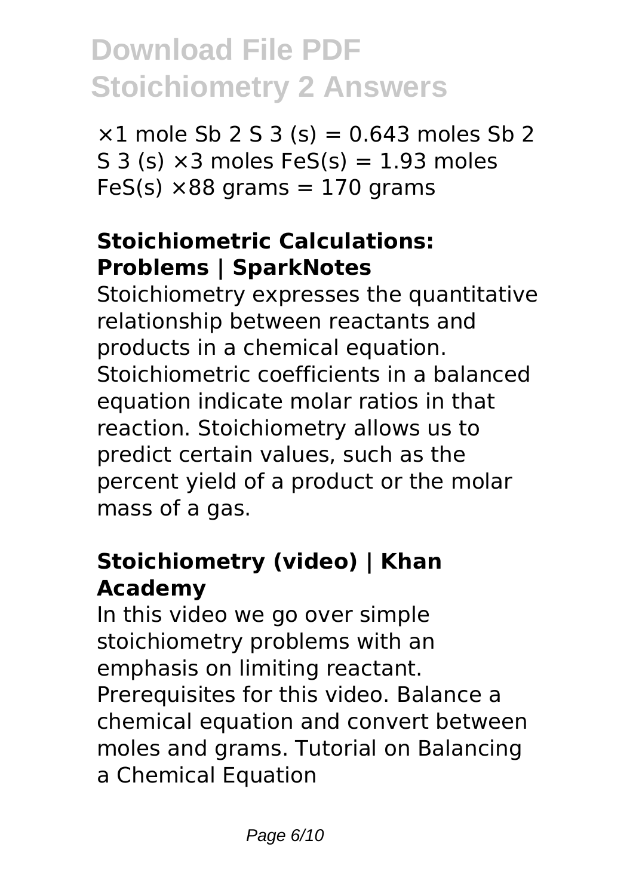×1 mole $Sb_2S_3$ (s) = 0.643 moles $Sb_2S_3$ (s) ×3 moles FeS(s) = 1.93 moles FeS(s) ×88 grams = 170 grams

### Stoichiometric Calculations: Problems | SparkNotes

Stoichiometry expresses the quantitative relationship between reactants and products in a chemical equation. Stoichiometric coefficients in a balanced equation indicate molar ratios in that reaction. Stoichiometry allows us to predict certain values, such as the percent yield of a product or the molar mass of a gas.

### Stoichiometry (video) | Khan Academy

In this video we go over simple stoichiometry problems with an emphasis on limiting reactant. Prerequisites for this video. Balance a chemical equation and convert between moles and grams. Tutorial on Balancing a Chemical Equation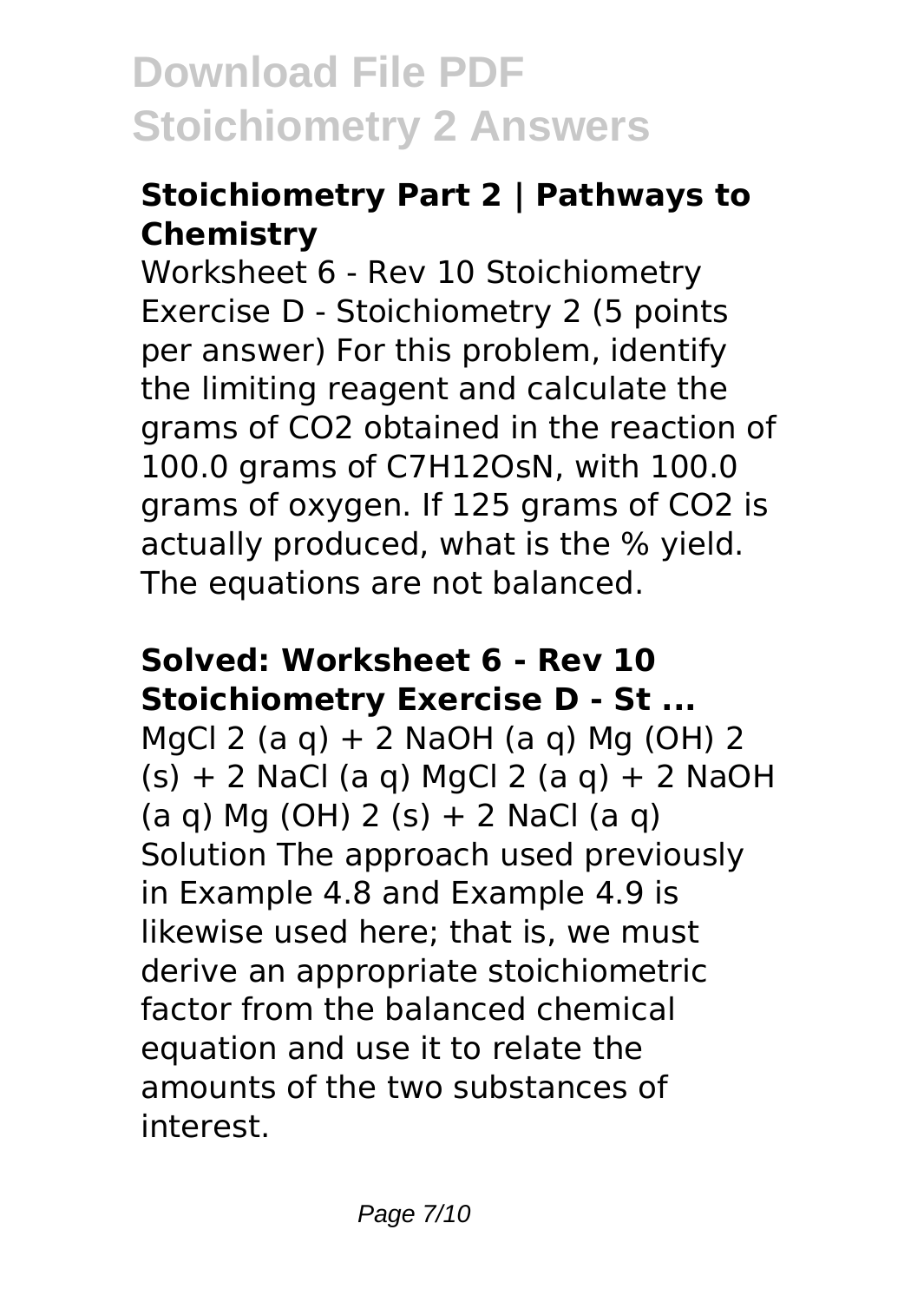## Stoichiometry Part 2 | Pathways to Chemistry

Worksheet 6 - Rev 10 Stoichiometry Exercise D - Stoichiometry 2 (5 points per answer) For this problem, identify the limiting reagent and calculate the grams of $CO_2$ obtained in the reaction of 100.0 grams of C7H12OsN, with 100.0 grams of oxygen. If 125 grams of $CO_2$ is actually produced, what is the % yield. The equations are not balanced.

## Solved: Worksheet 6 - Rev 10 Stoichiometry Exercise D - St ...

$MgCl_2$ (a q) + 2 NaOH (a q) $Mg(OH)_2$ (s) + 2 NaCl (a q) $MgCl_2$ (a q) + 2 NaOH (a q) $Mg(OH)_2$ (s) + 2 NaCl (a q) Solution The approach used previously in Example 4.8 and Example 4.9 is likewise used here; that is, we must derive an appropriate stoichiometric factor from the balanced chemical equation and use it to relate the amounts of the two substances of interest.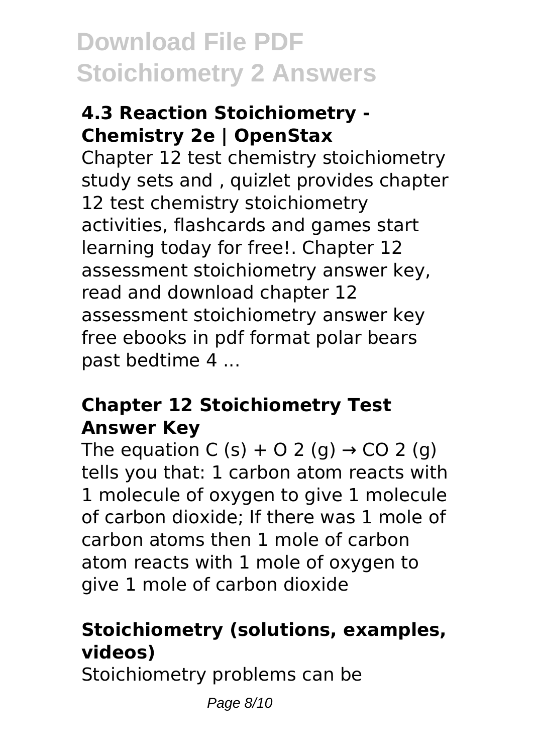#### 4.3 Reaction Stoichiometry - Chemistry 2e | OpenStax

Chapter 12 test chemistry stoichiometry study sets and , quizlet provides chapter 12 test chemistry stoichiometry activities, flashcards and games start learning today for free!. Chapter 12 assessment stoichiometry answer key, read and download chapter 12 assessment stoichiometry answer key free ebooks in pdf format polar bears past bedtime 4 ...

#### Chapter 12 Stoichiometry Test Answer Key

The equation $C (s) + O_2 (g) \rightarrow CO_2 (g)$ tells you that: 1 carbon atom reacts with 1 molecule of oxygen to give 1 molecule of carbon dioxide; If there was 1 mole of carbon atoms then 1 mole of carbon atom reacts with 1 mole of oxygen to give 1 mole of carbon dioxide

#### Stoichiometry (solutions, examples, videos)

Stoichiometry problems can be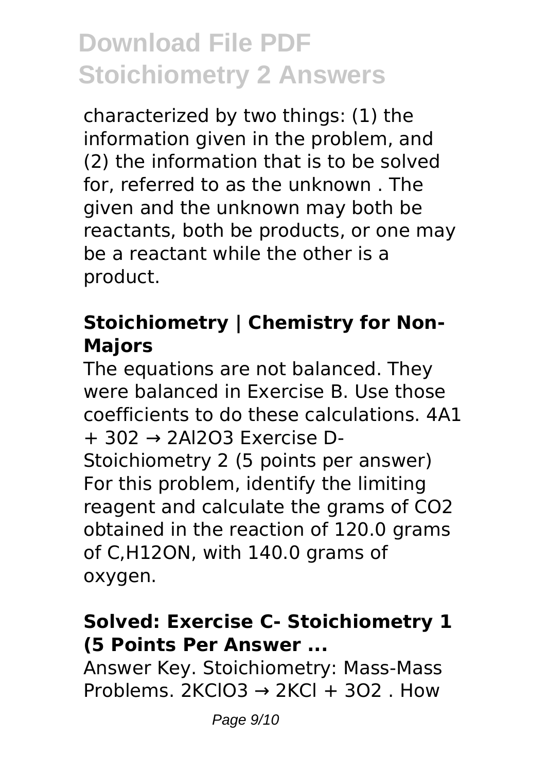characterized by two things: (1) the information given in the problem, and (2) the information that is to be solved for, referred to as the unknown . The given and the unknown may both be reactants, both be products, or one may be a reactant while the other is a product.

### Stoichiometry | Chemistry for Non-Majors

The equations are not balanced. They were balanced in Exercise B. Use those coefficients to do these calculations. 4A1 + 302 → 2Al2O3 Exercise D-Stoichiometry 2 (5 points per answer) For this problem, identify the limiting reagent and calculate the grams of $CO_2$ obtained in the reaction of 120.0 grams of C,H12ON, with 140.0 grams of oxygen.

### Solved: Exercise C- Stoichiometry 1 (5 Points Per Answer ...

Answer Key. Stoichiometry: Mass-Mass Problems. $2KClO_3 \rightarrow 2KCl + 3O_2$ . How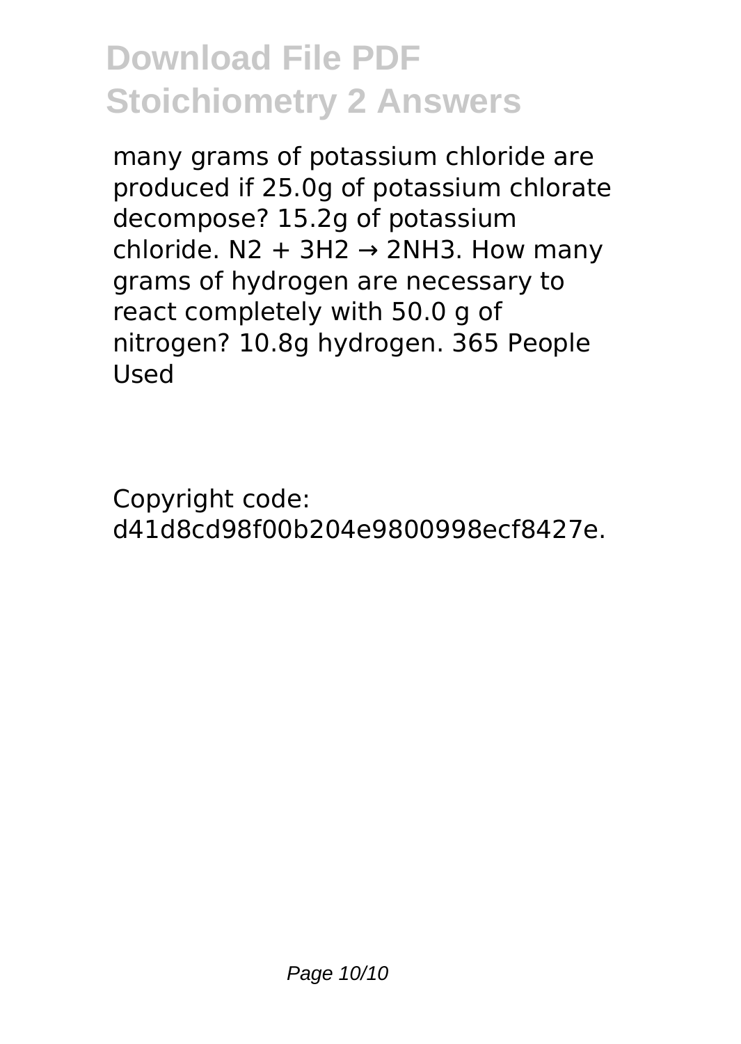many grams of potassium chloride are produced if 25.0g of potassium chlorate decompose? 15.2g of potassium chloride. $N_2 + 3H_2 \rightarrow 2NH_3$. How many grams of hydrogen are necessary to react completely with 50.0 g of nitrogen? 10.8g hydrogen. 365 People Used

Copyright code: d41d8cd98f00b204e9800998ecf8427e.